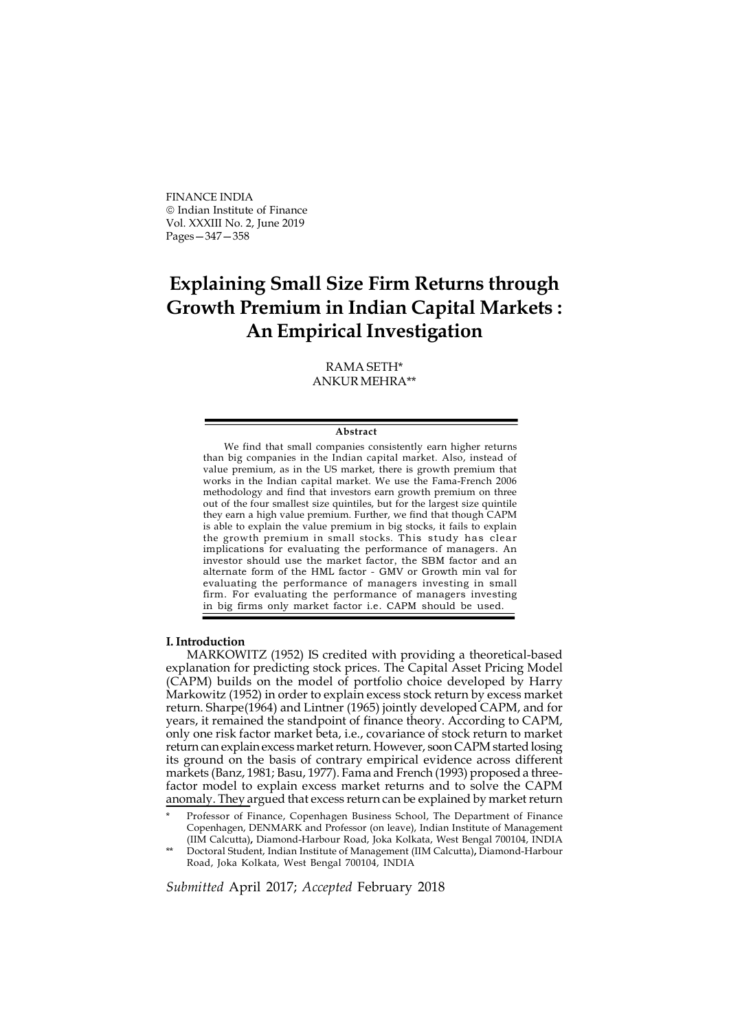# Explaining Small Size Firm Returns through Growth Premium in Indian Capital Markets : An Empirical Investigation

RAMA SETH*
ANKUR MEHRA**

**Abstract**

We find that small companies consistently earn higher returns than big companies in the Indian capital market. Also, instead of value premium, as in the US market, there is growth premium that works in the Indian capital market. We use the Fama-French 2006 methodology and find that investors earn growth premium on three out of the four smallest size quintiles, but for the largest size quintile they earn a high value premium. Further, we find that though CAPM is able to explain the value premium in big stocks, it fails to explain the growth premium in small stocks. This study has clear implications for evaluating the performance of managers. An investor should use the market factor, the SBM factor and an alternate form of the HML factor - GMV or Growth min val for evaluating the performance of managers investing in small firm. For evaluating the performance of managers investing in big firms only market factor i.e. CAPM should be used.

## I. Introduction

MARKOWITZ (1952) IS credited with providing a theoretical-based explanation for predicting stock prices. The Capital Asset Pricing Model (CAPM) builds on the model of portfolio choice developed by Harry Markowitz (1952) in order to explain excess stock return by excess market return. Sharpe(1964) and Lintner (1965) jointly developed CAPM, and for years, it remained the standpoint of finance theory. According to CAPM, only one risk factor market beta, i.e., covariance of stock return to market return can explain excess market return. However, soon CAPM started losing its ground on the basis of contrary empirical evidence across different markets (Banz, 1981; Basu, 1977). Fama and French (1993) proposed a three-factor model to explain excess market returns and to solve the CAPM anomaly. They argued that excess return can be explained by market return

\* Professor of Finance, Copenhagen Business School, The Department of Finance Copenhagen, DENMARK and Professor (on leave), Indian Institute of Management (IIM Calcutta), Diamond-Harbour Road, Joka Kolkata, West Bengal 700104, INDIA

\*\* Doctoral Student, Indian Institute of Management (IIM Calcutta), Diamond-Harbour Road, Joka Kolkata, West Bengal 700104, INDIA

*Submitted* April 2017; *Accepted* February 2018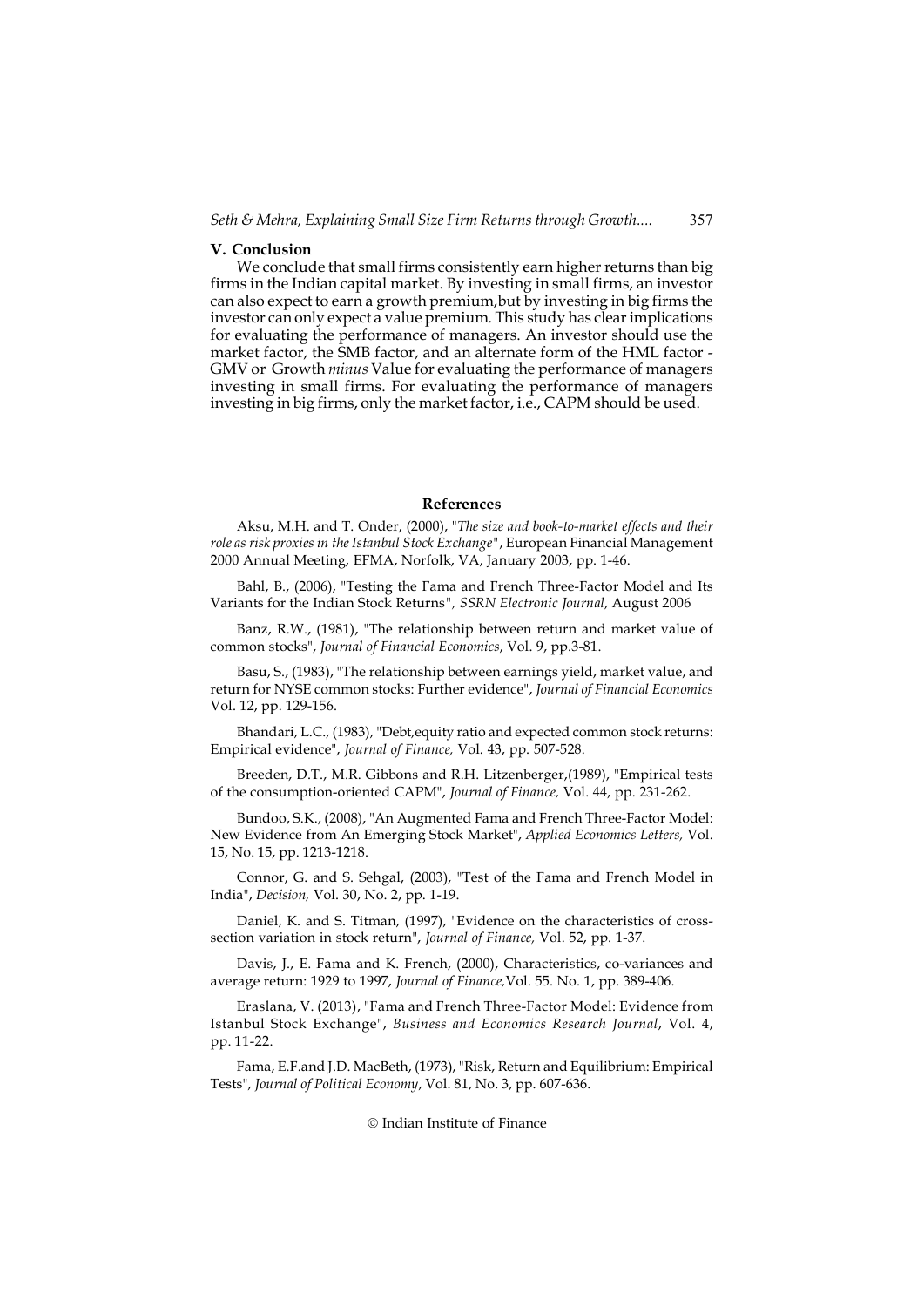## V. Conclusion

We conclude that small firms consistently earn higher returns than big firms in the Indian capital market. By investing in small firms, an investor can also expect to earn a growth premium,but by investing in big firms the investor can only expect a value premium. This study has clear implications for evaluating the performance of managers. An investor should use the market factor, the SMB factor, and an alternate form of the HML factor - GMV or Growth *minus* Value for evaluating the performance of managers investing in small firms. For evaluating the performance of managers investing in big firms, only the market factor, i.e., CAPM should be used.

## References

Aksu, M.H. and T. Onder, (2000), "*The size and book-to-market effects and their role as risk proxies in the Istanbul Stock Exchange*", European Financial Management 2000 Annual Meeting, EFMA, Norfolk, VA, January 2003, pp. 1-46.

Bahl, B., (2006), "Testing the Fama and French Three-Factor Model and Its Variants for the Indian Stock Returns", *SSRN Electronic Journal*, August 2006

Banz, R.W., (1981), "The relationship between return and market value of common stocks", *Journal of Financial Economics*, Vol. 9, pp.3-81.

Basu, S., (1983), "The relationship between earnings yield, market value, and return for NYSE common stocks: Further evidence", *Journal of Financial Economics* Vol. 12, pp. 129-156.

Bhandari, L.C., (1983), "Debt,equity ratio and expected common stock returns: Empirical evidence", *Journal of Finance,* Vol. 43, pp. 507-528.

Breeden, D.T., M.R. Gibbons and R.H. Litzenberger,(1989), "Empirical tests of the consumption-oriented CAPM", *Journal of Finance,* Vol. 44, pp. 231-262.

Bundoo, S.K., (2008), "An Augmented Fama and French Three-Factor Model: New Evidence from An Emerging Stock Market", *Applied Economics Letters,* Vol. 15, No. 15, pp. 1213-1218.

Connor, G. and S. Sehgal, (2003), "Test of the Fama and French Model in India", *Decision,* Vol. 30, No. 2, pp. 1-19.

Daniel, K. and S. Titman, (1997), "Evidence on the characteristics of cross-section variation in stock return", *Journal of Finance,* Vol. 52, pp. 1-37.

Davis, J., E. Fama and K. French, (2000), Characteristics, co-variances and average return: 1929 to 1997, *Journal of Finance,*Vol. 55. No. 1, pp. 389-406.

Eraslana, V. (2013), "Fama and French Three-Factor Model: Evidence from Istanbul Stock Exchange", *Business and Economics Research Journal*, Vol. 4, pp. 11-22.

Fama, E.F.and J.D. MacBeth, (1973), "Risk, Return and Equilibrium: Empirical Tests", *Journal of Political Economy*, Vol. 81, No. 3, pp. 607-636.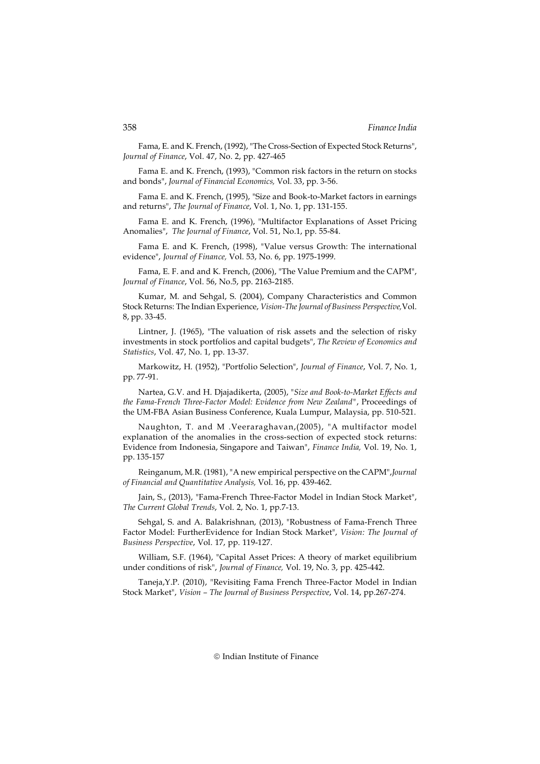Fama, E. and K. French, (1992), "The Cross-Section of Expected Stock Returns", *Journal of Finance*, Vol. 47, No. 2, pp. 427-465

Fama E. and K. French, (1993), "Common risk factors in the return on stocks and bonds", *Journal of Financial Economics,* Vol. 33, pp. 3-56.

Fama E. and K. French, (1995), "Size and Book-to-Market factors in earnings and returns", *The Journal of Finance*, Vol. 1, No. 1, pp. 131-155.

Fama E. and K. French, (1996), "Multifactor Explanations of Asset Pricing Anomalies", *The Journal of Finance*, Vol. 51, No.1, pp. 55-84.

Fama E. and K. French, (1998), "Value versus Growth: The international evidence", *Journal of Finance,* Vol. 53, No. 6, pp. 1975-1999.

Fama, E. F. and and K. French, (2006), "The Value Premium and the CAPM", *Journal of Finance*, Vol. 56, No.5, pp. 2163-2185.

Kumar, M. and Sehgal, S. (2004), Company Characteristics and Common Stock Returns: The Indian Experience, *Vision-The Journal of Business Perspective,* Vol. 8, pp. 33-45.

Lintner, J. (1965), "The valuation of risk assets and the selection of risky investments in stock portfolios and capital budgets", *The Review of Economics and Statistics*, Vol. 47, No. 1, pp. 13-37.

Markowitz, H. (1952), "Portfolio Selection", *Journal of Finance*, Vol. 7, No. 1, pp. 77-91.

Nartea, G.V. and H. Djajadikerta, (2005), "*Size and Book-to-Market Effects and the Fama-French Three-Factor Model: Evidence from New Zealand*", Proceedings of the UM-FBA Asian Business Conference, Kuala Lumpur, Malaysia, pp. 510-521.

Naughton, T. and M .Veeraraghavan,(2005), "A multifactor model explanation of the anomalies in the cross-section of expected stock returns: Evidence from Indonesia, Singapore and Taiwan", *Finance India,* Vol. 19, No. 1, pp. 135-157

Reinganum, M.R. (1981), "A new empirical perspective on the CAPM",*Journal of Financial and Quantitative Analysis,* Vol. 16, pp. 439-462.

Jain, S., (2013), "Fama-French Three-Factor Model in Indian Stock Market", *The Current Global Trends*, Vol. 2, No. 1, pp.7-13.

Sehgal, S. and A. Balakrishnan, (2013), "Robustness of Fama-French Three Factor Model: FurtherEvidence for Indian Stock Market", *Vision: The Journal of Business Perspective*, Vol. 17, pp. 119-127.

William, S.F. (1964), "Capital Asset Prices: A theory of market equilibrium under conditions of risk", *Journal of Finance,* Vol. 19, No. 3, pp. 425-442.

Taneja,Y.P. (2010), "Revisiting Fama French Three-Factor Model in Indian Stock Market", *Vision – The Journal of Business Perspective*, Vol. 14, pp.267-274.